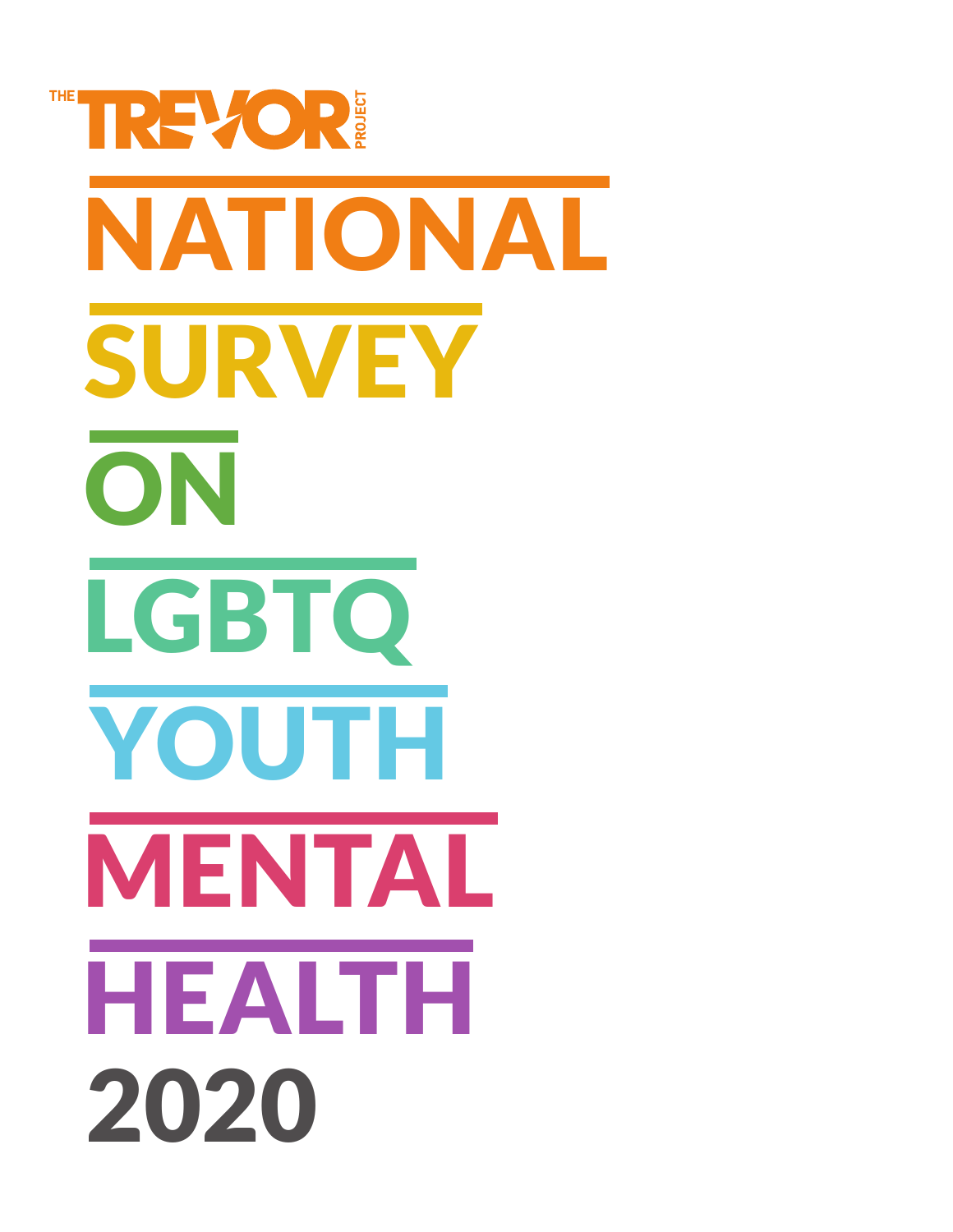THE TREVOR PROJECT

# NATIONAL SURVEY ON LGBTQ YOUTH MENTAL HEALTH 2020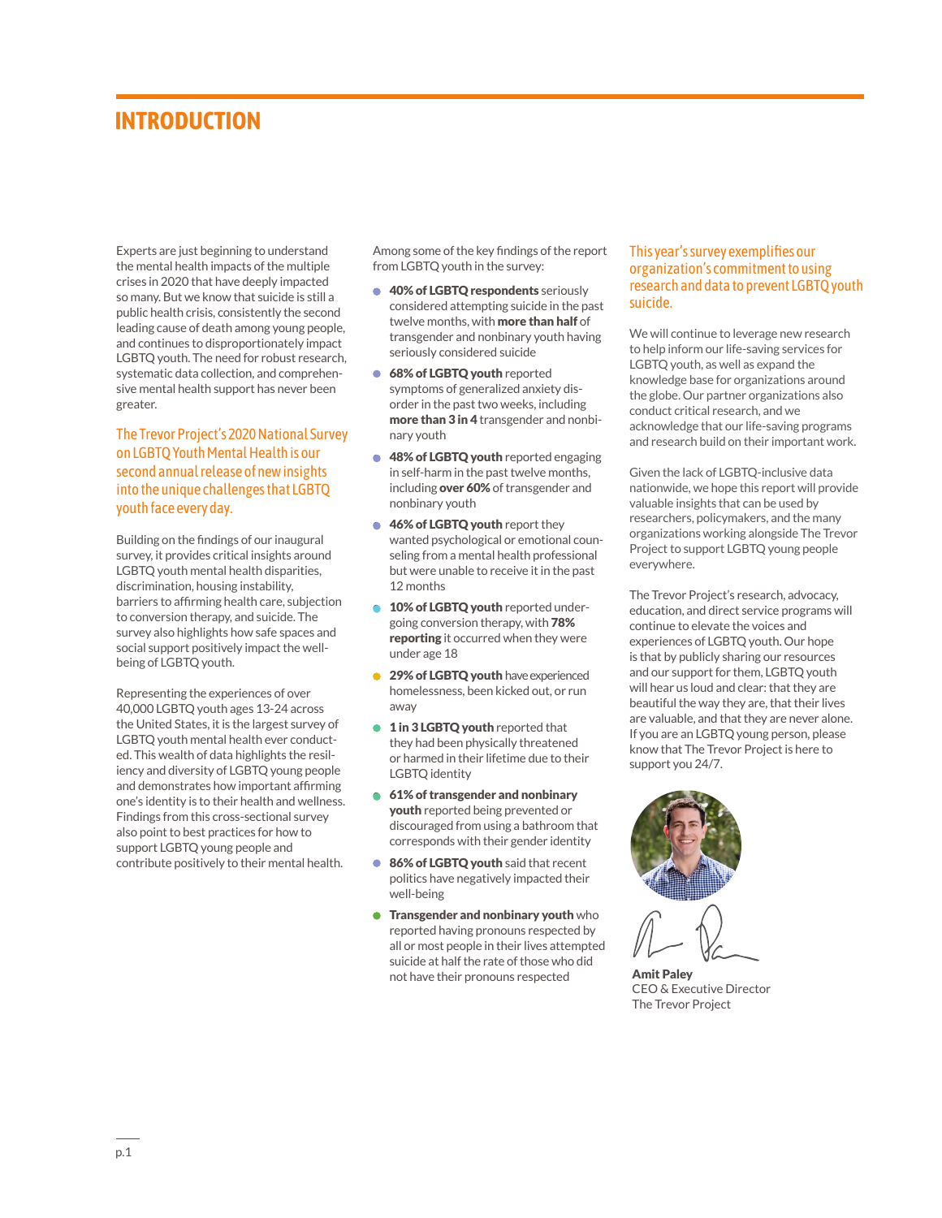# INTRODUCTION

Experts are just beginning to understand the mental health impacts of the multiple crises in 2020 that have deeply impacted so many. But we know that suicide is still a public health crisis, consistently the second leading cause of death among young people, and continues to disproportionately impact LGBTQ youth. The need for robust research, systematic data collection, and comprehensive mental health support has never been greater.

## The Trevor Project's 2020 National Survey on LGBTQ Youth Mental Health is our second annual release of new insights into the unique challenges that LGBTQ youth face every day.

Building on the findings of our inaugural survey, it provides critical insights around LGBTQ youth mental health disparities, discrimination, housing instability, barriers to affirming health care, subjection to conversion therapy, and suicide. The survey also highlights how safe spaces and social support positively impact the well-being of LGBTQ youth.

Representing the experiences of over 40,000 LGBTQ youth ages 13-24 across the United States, it is the largest survey of LGBTQ youth mental health ever conducted. This wealth of data highlights the resiliency and diversity of LGBTQ young people and demonstrates how important affirming one's identity is to their health and wellness. Findings from this cross-sectional survey also point to best practices for how to support LGBTQ young people and contribute positively to their mental health.

Among some of the key findings of the report from LGBTQ youth in the survey:

- **40% of LGBTQ respondents** seriously considered attempting suicide in the past twelve months, with **more than half** of transgender and nonbinary youth having seriously considered suicide
- **68% of LGBTQ youth** reported symptoms of generalized anxiety disorder in the past two weeks, including **more than 3 in 4** transgender and nonbinary youth
- **48% of LGBTQ youth** reported engaging in self-harm in the past twelve months, including **over 60%** of transgender and nonbinary youth
- **46% of LGBTQ youth** report they wanted psychological or emotional counseling from a mental health professional but were unable to receive it in the past 12 months
- **10% of LGBTQ youth** reported undergoing conversion therapy, with **78% reporting** it occurred when they were under age 18
- **29% of LGBTQ youth** have experienced homelessness, been kicked out, or run away
- **1 in 3 LGBTQ youth** reported that they had been physically threatened or harmed in their lifetime due to their LGBTQ identity
- **61% of transgender and nonbinary youth** reported being prevented or discouraged from using a bathroom that corresponds with their gender identity
- **86% of LGBTQ youth** said that recent politics have negatively impacted their well-being
- **Transgender and nonbinary youth** who reported having pronouns respected by all or most people in their lives attempted suicide at half the rate of those who did not have their pronouns respected

## This year's survey exemplifies our organization's commitment to using research and data to prevent LGBTQ youth suicide.

We will continue to leverage new research to help inform our life-saving services for LGBTQ youth, as well as expand the knowledge base for organizations around the globe. Our partner organizations also conduct critical research, and we acknowledge that our life-saving programs and research build on their important work.

Given the lack of LGBTQ-inclusive data nationwide, we hope this report will provide valuable insights that can be used by researchers, policymakers, and the many organizations working alongside The Trevor Project to support LGBTQ young people everywhere.

The Trevor Project's research, advocacy, education, and direct service programs will continue to elevate the voices and experiences of LGBTQ youth. Our hope is that by publicly sharing our resources and our support for them, LGBTQ youth will hear us loud and clear: that they are beautiful the way they are, that their lives are valuable, and that they are never alone. If you are an LGBTQ young person, please know that The Trevor Project is here to support you 24/7.

**Amit Paley**
CEO & Executive Director
The Trevor Project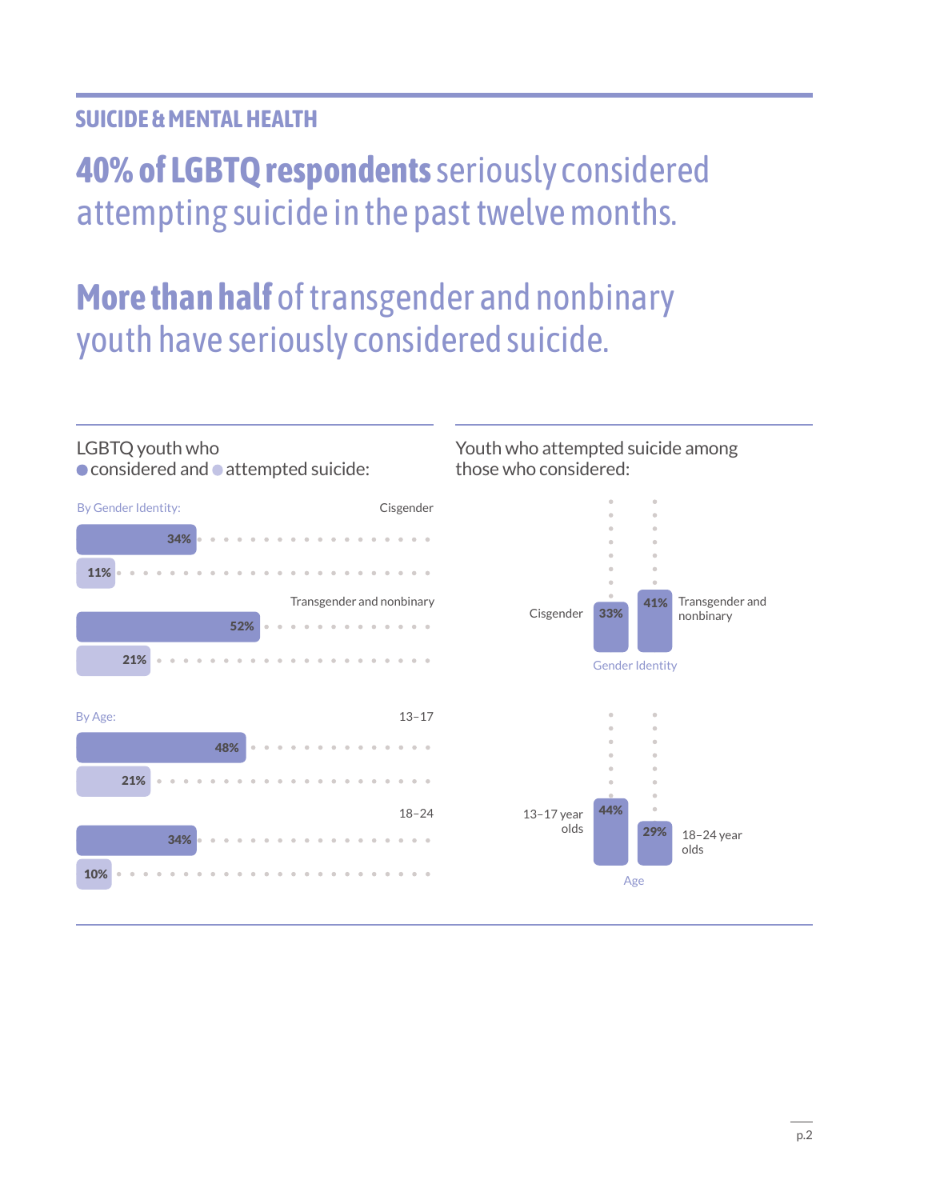## SUICIDE & MENTAL HEALTH

# **40% of LGBTQ respondents** seriously considered attempting suicide in the past twelve months.

# **More than half** of transgender and nonbinary youth have seriously considered suicide.

### LGBTQ youth who ● considered and ● attempted suicide:

**By Gender Identity:**

| | Considered | Attempted |
|---|---|---|
| Cisgender | 34% | 11% |
| Transgender and nonbinary | 52% | 21% |

**By Age:**

| | Considered | Attempted |
|---|---|---|
| 13–17 | 48% | 21% |
| 18–24 | 34% | 10% |

### Youth who attempted suicide among those who considered:

**Gender Identity**

| Cisgender | Transgender and nonbinary |
|---|---|
| 33% | 41% |

**Age**

| 13–17 year olds | 18–24 year olds |
|---|---|
| 44% | 29% |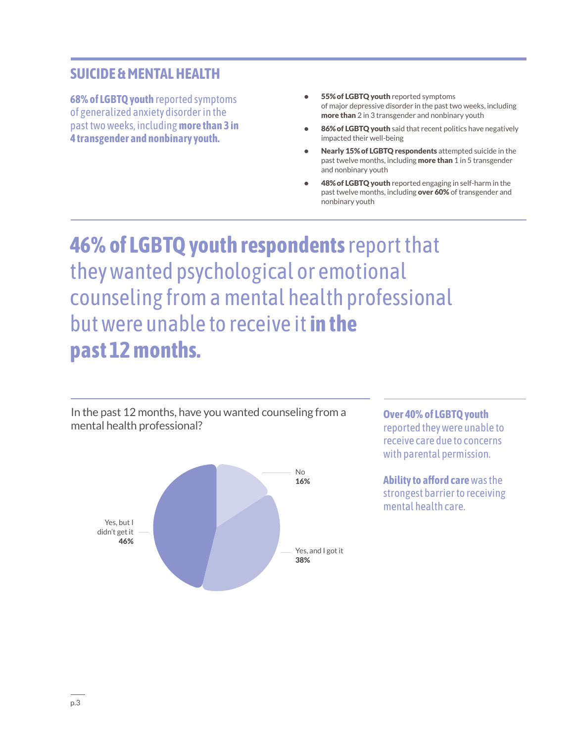## SUICIDE & MENTAL HEALTH

**68% of LGBTQ youth** reported symptoms of generalized anxiety disorder in the past two weeks, including **more than 3 in 4 transgender and nonbinary youth.**

- **55% of LGBTQ youth** reported symptoms of major depressive disorder in the past two weeks, including **more than** 2 in 3 transgender and nonbinary youth
- **86% of LGBTQ youth** said that recent politics have negatively impacted their well-being
- **Nearly 15% of LGBTQ respondents** attempted suicide in the past twelve months, including **more than** 1 in 5 transgender and nonbinary youth
- **48% of LGBTQ youth** reported engaging in self-harm in the past twelve months, including **over 60%** of transgender and nonbinary youth

**46% of LGBTQ youth respondents** report that they wanted psychological or emotional counseling from a mental health professional but were unable to receive it **in the past 12 months.**

In the past 12 months, have you wanted counseling from a mental health professional?

| Response | Percent |
|---|---|
| No | 16% |
| Yes, and I got it | 38% |
| Yes, but I didn't get it | 46% |

**Over 40% of LGBTQ youth** reported they were unable to receive care due to concerns with parental permission.

**Ability to afford care** was the strongest barrier to receiving mental health care.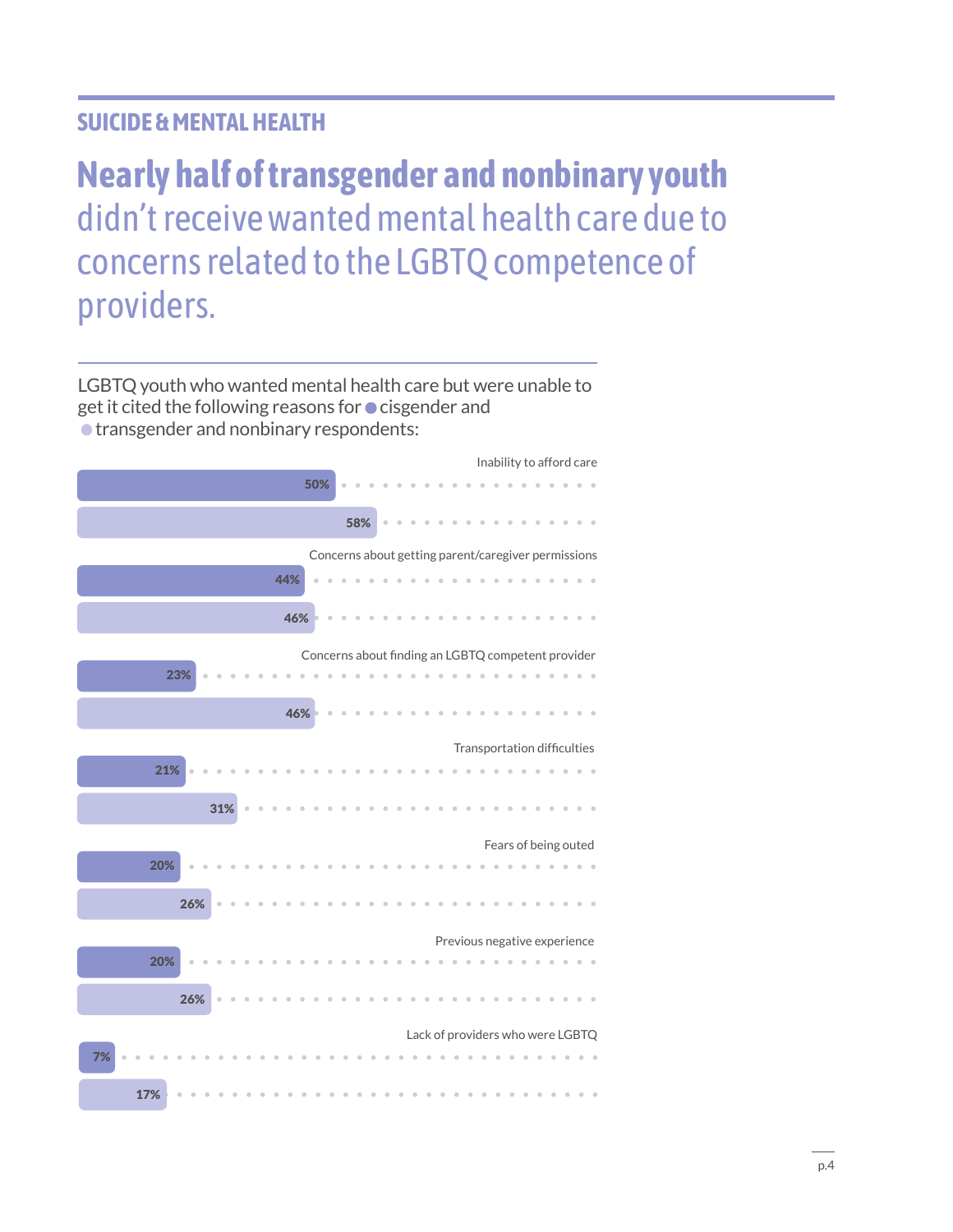## SUICIDE & MENTAL HEALTH

# **Nearly half of transgender and nonbinary youth** didn't receive wanted mental health care due to concerns related to the LGBTQ competence of providers.

LGBTQ youth who wanted mental health care but were unable to get it cited the following reasons for ● cisgender and ● transgender and nonbinary respondents:

| Reason | Cisgender | Transgender and nonbinary |
|---|---|---|
| Inability to afford care | 50% | 58% |
| Concerns about getting parent/caregiver permissions | 44% | 46% |
| Concerns about finding an LGBTQ competent provider | 23% | 46% |
| Transportation difficulties | 21% | 31% |
| Fears of being outed | 20% | 26% |
| Previous negative experience | 20% | 26% |
| Lack of providers who were LGBTQ | 7% | 17% |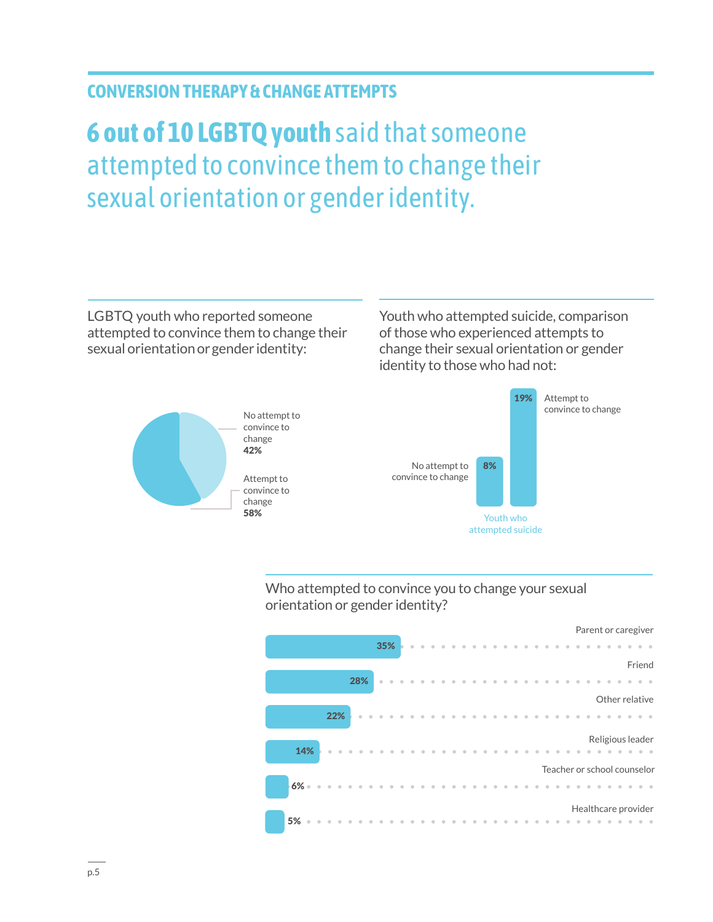## CONVERSION THERAPY & CHANGE ATTEMPTS

# **6 out of 10 LGBTQ youth** said that someone attempted to convince them to change their sexual orientation or gender identity.

LGBTQ youth who reported someone attempted to convince them to change their sexual orientation or gender identity:

| Response | Percentage |
| --- | --- |
| No attempt to convince to change | **42%** |
| Attempt to convince to change | **58%** |

Youth who attempted suicide, comparison of those who experienced attempts to change their sexual orientation or gender identity to those who had not:

| Youth who attempted suicide | Percentage |
| --- | --- |
| No attempt to convince to change | 8% |
| Attempt to convince to change | 19% |

Who attempted to convince you to change your sexual orientation or gender identity?

| Person | Percentage |
| --- | --- |
| Parent or caregiver | 35% |
| Friend | 28% |
| Other relative | 22% |
| Religious leader | 14% |
| Teacher or school counselor | 6% |
| Healthcare provider | 5% |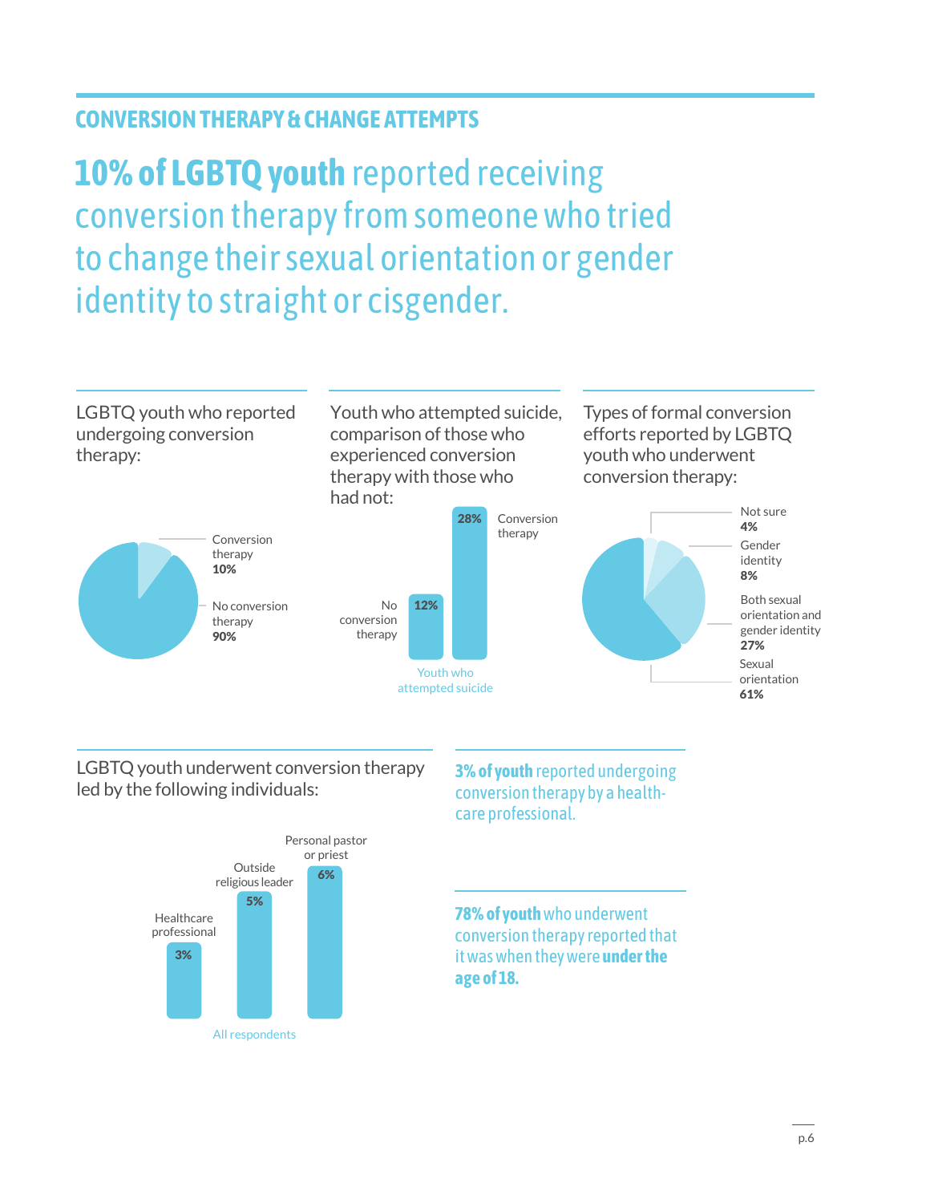## CONVERSION THERAPY & CHANGE ATTEMPTS

# **10% of LGBTQ youth** reported receiving conversion therapy from someone who tried to change their sexual orientation or gender identity to straight or cisgender.

LGBTQ youth who reported undergoing conversion therapy:

- Conversion therapy **10%**
- No conversion therapy **90%**

Youth who attempted suicide, comparison of those who experienced conversion therapy with those who had not:

- No conversion therapy **12%**
- Conversion therapy **28%**

Youth who attempted suicide

Types of formal conversion efforts reported by LGBTQ youth who underwent conversion therapy:

- Not sure **4%**
- Gender identity **8%**
- Both sexual orientation and gender identity **27%**
- Sexual orientation **61%**

LGBTQ youth underwent conversion therapy led by the following individuals:

- Healthcare professional **3%**
- Outside religious leader **5%**
- Personal pastor or priest **6%**

All respondents

**3% of youth** reported undergoing conversion therapy by a health-care professional.

**78% of youth** who underwent conversion therapy reported that it was when they were **under the age of 18.**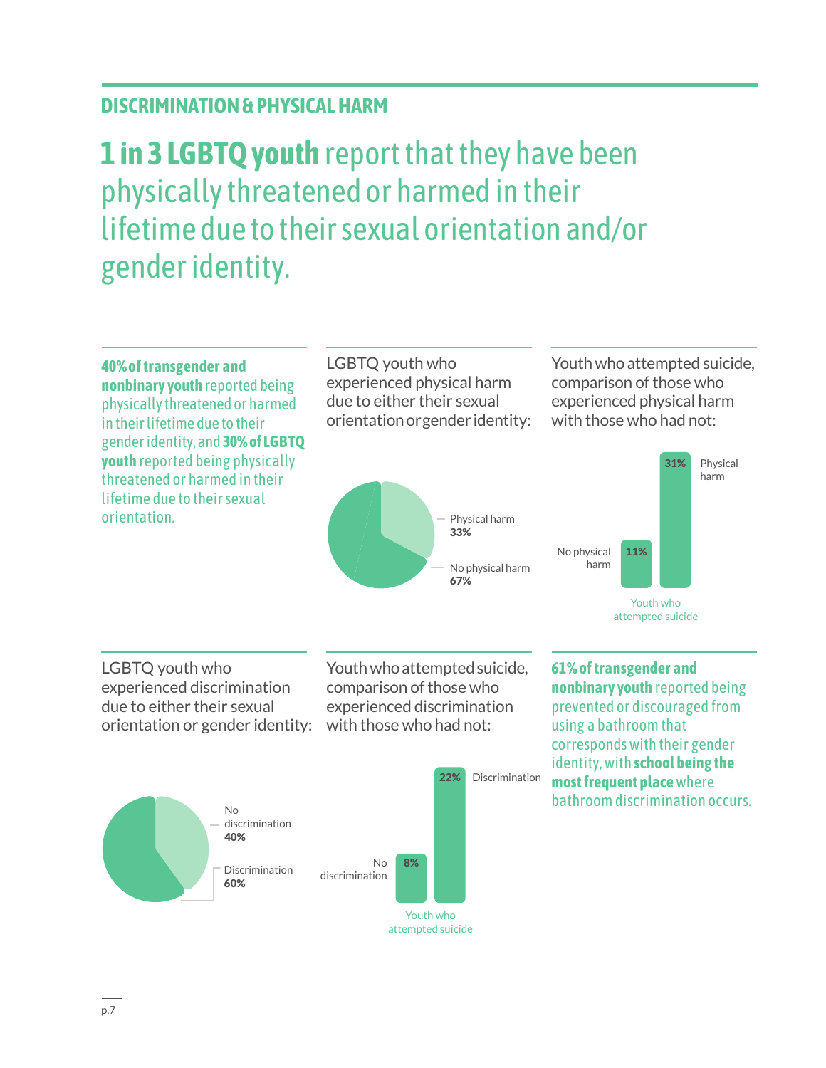## DISCRIMINATION & PHYSICAL HARM

# **1 in 3 LGBTQ youth** report that they have been physically threatened or harmed in their lifetime due to their sexual orientation and/or gender identity.

**40% of transgender and nonbinary youth** reported being physically threatened or harmed in their lifetime due to their gender identity, and **30% of LGBTQ youth** reported being physically threatened or harmed in their lifetime due to their sexual orientation.

LGBTQ youth who experienced physical harm due to either their sexual orientation or gender identity:

- Physical harm **33%**
- No physical harm **67%**

Youth who attempted suicide, comparison of those who experienced physical harm with those who had not:

| | Youth who attempted suicide |
|---|---|
| No physical harm | 11% |
| Physical harm | 31% |

LGBTQ youth who experienced discrimination due to either their sexual orientation or gender identity:

- No discrimination **40%**
- Discrimination **60%**

Youth who attempted suicide, comparison of those who experienced discrimination with those who had not:

| | Youth who attempted suicide |
|---|---|
| No discrimination | 8% |
| Discrimination | 22% |

**61% of transgender and nonbinary youth** reported being prevented or discouraged from using a bathroom that corresponds with their gender identity, with **school being the most frequent place** where bathroom discrimination occurs.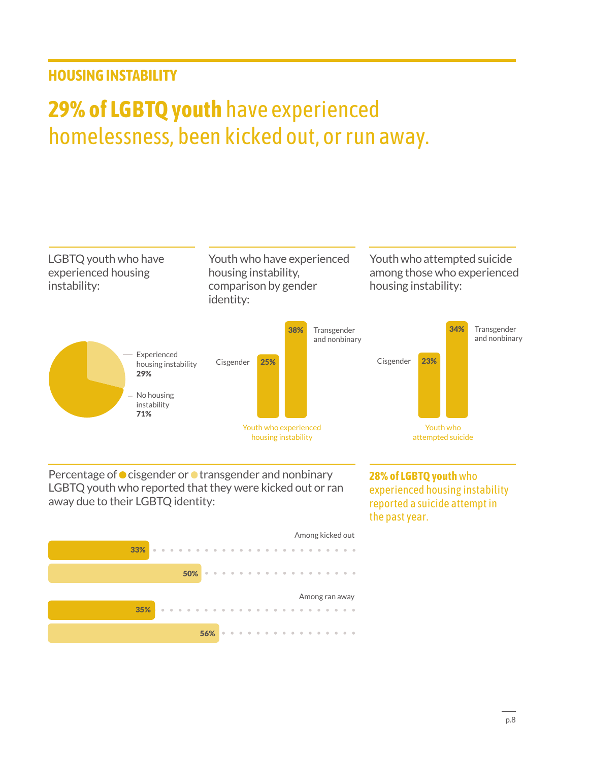## HOUSING INSTABILITY

# **29% of LGBTQ youth** have experienced homelessness, been kicked out, or run away.

LGBTQ youth who have experienced housing instability:

| | |
|---|---|
| Experienced housing instability | **29%** |
| No housing instability | **71%** |

Youth who have experienced housing instability, comparison by gender identity:

| Youth who experienced housing instability | |
|---|---|
| Cisgender | **25%** |
| Transgender and nonbinary | **38%** |

Youth who attempted suicide among those who experienced housing instability:

| Youth who attempted suicide | |
|---|---|
| Cisgender | **23%** |
| Transgender and nonbinary | **34%** |

Percentage of cisgender or transgender and nonbinary LGBTQ youth who reported that they were kicked out or ran away due to their LGBTQ identity:

| | Cisgender | Transgender and nonbinary |
|---|---|---|
| Among kicked out | **33%** | **50%** |
| Among ran away | **35%** | **56%** |

**28% of LGBTQ youth** who experienced housing instability reported a suicide attempt in the past year.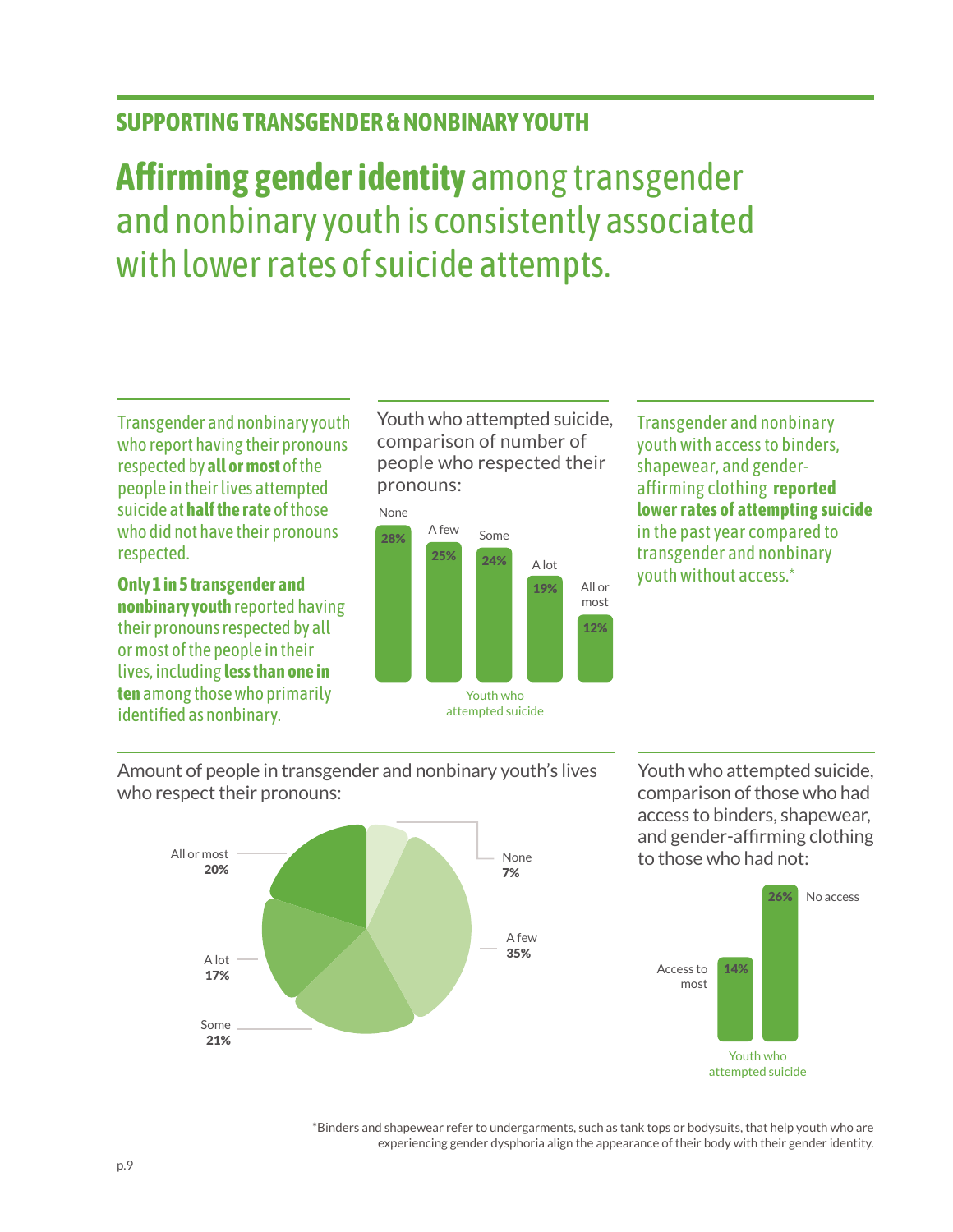## SUPPORTING TRANSGENDER & NONBINARY YOUTH

# **Affirming gender identity** among transgender and nonbinary youth is consistently associated with lower rates of suicide attempts.

Transgender and nonbinary youth who report having their pronouns respected by **all or most** of the people in their lives attempted suicide at **half the rate** of those who did not have their pronouns respected.

**Only 1 in 5 transgender and nonbinary youth** reported having their pronouns respected by all or most of the people in their lives, including **less than one in ten** among those who primarily identified as nonbinary.

Youth who attempted suicide, comparison of number of people who respected their pronouns:

| Number of people who respected their pronouns | Youth who attempted suicide |
|---|---|
| None | 28% |
| A few | 25% |
| Some | 24% |
| A lot | 19% |
| All or most | 12% |

Transgender and nonbinary youth with access to binders, shapewear, and gender-affirming clothing **reported lower rates of attempting suicide** in the past year compared to transgender and nonbinary youth without access.*

Amount of people in transgender and nonbinary youth's lives who respect their pronouns:

| Amount of people | Percentage |
|---|---|
| None | 7% |
| A few | 35% |
| Some | 21% |
| A lot | 17% |
| All or most | 20% |

Youth who attempted suicide, comparison of those who had access to binders, shapewear, and gender-affirming clothing to those who had not:

| Access | Youth who attempted suicide |
|---|---|
| Access to most | 14% |
| No access | 26% |

*Binders and shapewear refer to undergarments, such as tank tops or bodysuits, that help youth who are experiencing gender dysphoria align the appearance of their body with their gender identity.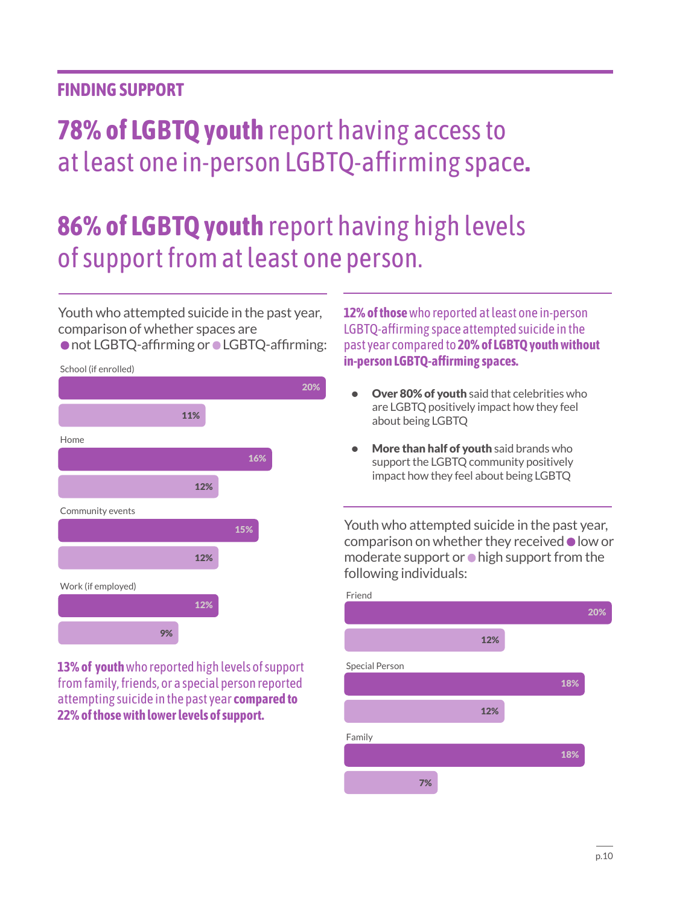## FINDING SUPPORT

# **78% of LGBTQ youth** report having access to at least one in-person LGBTQ-affirming space.

# **86% of LGBTQ youth** report having high levels of support from at least one person.

Youth who attempted suicide in the past year, comparison of whether spaces are ● not LGBTQ-affirming or ● LGBTQ-affirming:

| Space | Not LGBTQ-affirming | LGBTQ-affirming |
|---|---|---|
| School (if enrolled) | 20% | 11% |
| Home | 16% | 12% |
| Community events | 15% | 12% |
| Work (if employed) | 12% | 9% |

**13% of youth** who reported high levels of support from family, friends, or a special person reported attempting suicide in the past year **compared to 22% of those with lower levels of support.**

**12% of those** who reported at least one in-person LGBTQ-affirming space attempted suicide in the past year compared to **20% of LGBTQ youth without in-person LGBTQ-affirming spaces.**

- **Over 80% of youth** said that celebrities who are LGBTQ positively impact how they feel about being LGBTQ
- **More than half of youth** said brands who support the LGBTQ community positively impact how they feel about being LGBTQ

Youth who attempted suicide in the past year, comparison on whether they received ● low or moderate support or ● high support from the following individuals:

| Individual | Low or moderate support | High support |
|---|---|---|
| Friend | 20% | 12% |
| Special Person | 18% | 12% |
| Family | 18% | 7% |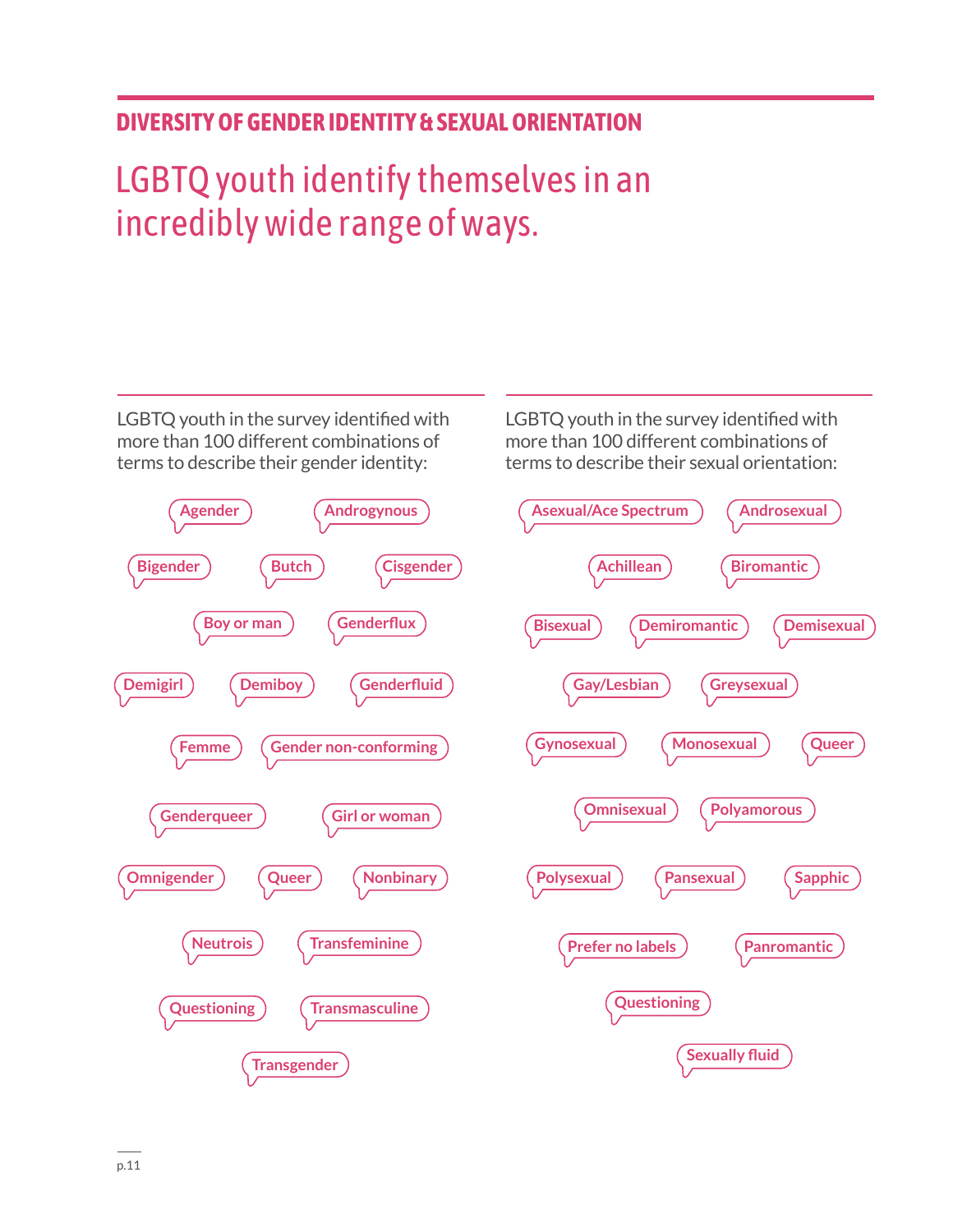## DIVERSITY OF GENDER IDENTITY & SEXUAL ORIENTATION

# LGBTQ youth identify themselves in an incredibly wide range of ways.

LGBTQ youth in the survey identified with more than 100 different combinations of terms to describe their gender identity:

- Agender
- Androgynous
- Bigender
- Butch
- Cisgender
- Boy or man
- Genderflux
- Demigirl
- Demiboy
- Genderfluid
- Femme
- Gender non-conforming
- Genderqueer
- Girl or woman
- Omnigender
- Queer
- Nonbinary
- Neutrois
- Transfeminine
- Questioning
- Transmasculine
- Transgender

LGBTQ youth in the survey identified with more than 100 different combinations of terms to describe their sexual orientation:

- Asexual/Ace Spectrum
- Androsexual
- Achillean
- Biromantic
- Bisexual
- Demiromantic
- Demisexual
- Gay/Lesbian
- Greysexual
- Gynosexual
- Monosexual
- Queer
- Omnisexual
- Polyamorous
- Polysexual
- Pansexual
- Sapphic
- Prefer no labels
- Panromantic
- Questioning
- Sexually fluid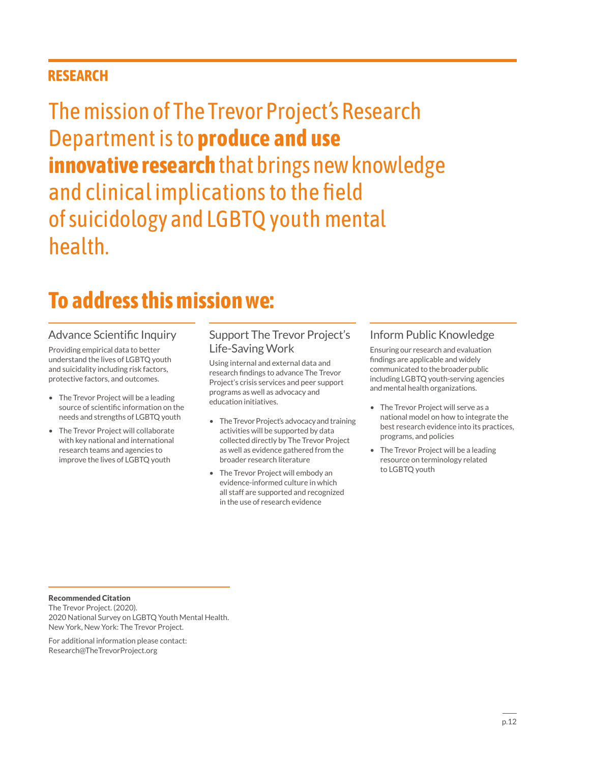## RESEARCH

# The mission of The Trevor Project's Research Department is to **produce and use innovative research** that brings new knowledge and clinical implications to the field of suicidology and LGBTQ youth mental health.

## To address this mission we:

### Advance Scientific Inquiry

Providing empirical data to better understand the lives of LGBTQ youth and suicidality including risk factors, protective factors, and outcomes.

- The Trevor Project will be a leading source of scientific information on the needs and strengths of LGBTQ youth
- The Trevor Project will collaborate with key national and international research teams and agencies to improve the lives of LGBTQ youth

### Support The Trevor Project's Life-Saving Work

Using internal and external data and research findings to advance The Trevor Project's crisis services and peer support programs as well as advocacy and education initiatives.

- The Trevor Project's advocacy and training activities will be supported by data collected directly by The Trevor Project as well as evidence gathered from the broader research literature
- The Trevor Project will embody an evidence-informed culture in which all staff are supported and recognized in the use of research evidence

### Inform Public Knowledge

Ensuring our research and evaluation findings are applicable and widely communicated to the broader public including LGBTQ youth-serving agencies and mental health organizations.

- The Trevor Project will serve as a national model on how to integrate the best research evidence into its practices, programs, and policies
- The Trevor Project will be a leading resource on terminology related to LGBTQ youth

**Recommended Citation**
The Trevor Project. (2020).
2020 National Survey on LGBTQ Youth Mental Health.
New York, New York: The Trevor Project.

For additional information please contact:
Research@TheTrevorProject.org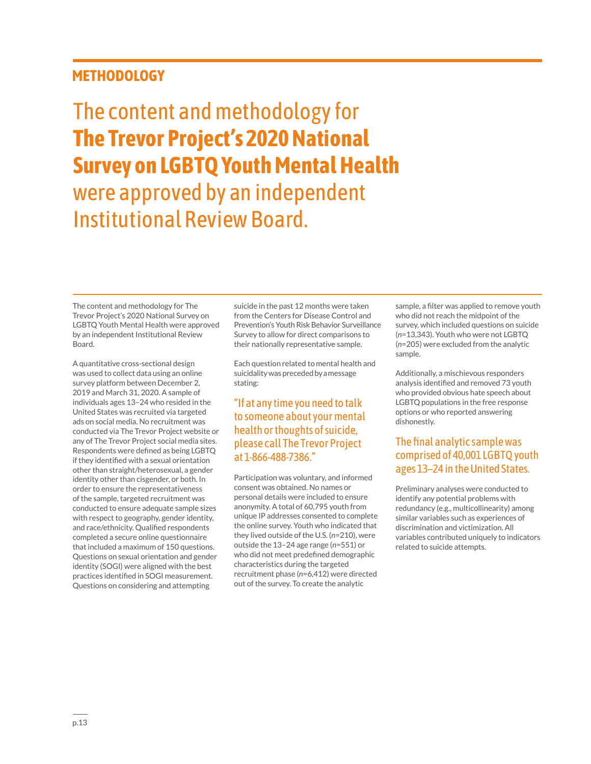# METHODOLOGY

## The content and methodology for **The Trevor Project's 2020 National Survey on LGBTQ Youth Mental Health** were approved by an independent Institutional Review Board.

The content and methodology for The Trevor Project's 2020 National Survey on LGBTQ Youth Mental Health were approved by an independent Institutional Review Board.

A quantitative cross-sectional design was used to collect data using an online survey platform between December 2, 2019 and March 31, 2020. A sample of individuals ages 13–24 who resided in the United States was recruited via targeted ads on social media. No recruitment was conducted via The Trevor Project website or any of The Trevor Project social media sites. Respondents were defined as being LGBTQ if they identified with a sexual orientation other than straight/heterosexual, a gender identity other than cisgender, or both. In order to ensure the representativeness of the sample, targeted recruitment was conducted to ensure adequate sample sizes with respect to geography, gender identity, and race/ethnicity. Qualified respondents completed a secure online questionnaire that included a maximum of 150 questions. Questions on sexual orientation and gender identity (SOGI) were aligned with the best practices identified in SOGI measurement. Questions on considering and attempting suicide in the past 12 months were taken from the Centers for Disease Control and Prevention's Youth Risk Behavior Surveillance Survey to allow for direct comparisons to their nationally representative sample.

Each question related to mental health and suicidality was preceded by a message stating:

> "If at any time you need to talk to someone about your mental health or thoughts of suicide, please call The Trevor Project at 1-866-488-7386."

Participation was voluntary, and informed consent was obtained. No names or personal details were included to ensure anonymity. A total of 60,795 youth from unique IP addresses consented to complete the online survey. Youth who indicated that they lived outside of the U.S. (*n*=210), were outside the 13–24 age range (*n*=551) or who did not meet predefined demographic characteristics during the targeted recruitment phase (*n*=6,412) were directed out of the survey. To create the analytic sample, a filter was applied to remove youth who did not reach the midpoint of the survey, which included questions on suicide (*n*=13,343). Youth who were not LGBTQ (*n*=205) were excluded from the analytic sample.

Additionally, a mischievous responders analysis identified and removed 73 youth who provided obvious hate speech about LGBTQ populations in the free response options or who reported answering dishonestly.

> The final analytic sample was comprised of 40,001 LGBTQ youth ages 13–24 in the United States.

Preliminary analyses were conducted to identify any potential problems with redundancy (e.g., multicollinearity) among similar variables such as experiences of discrimination and victimization. All variables contributed uniquely to indicators related to suicide attempts.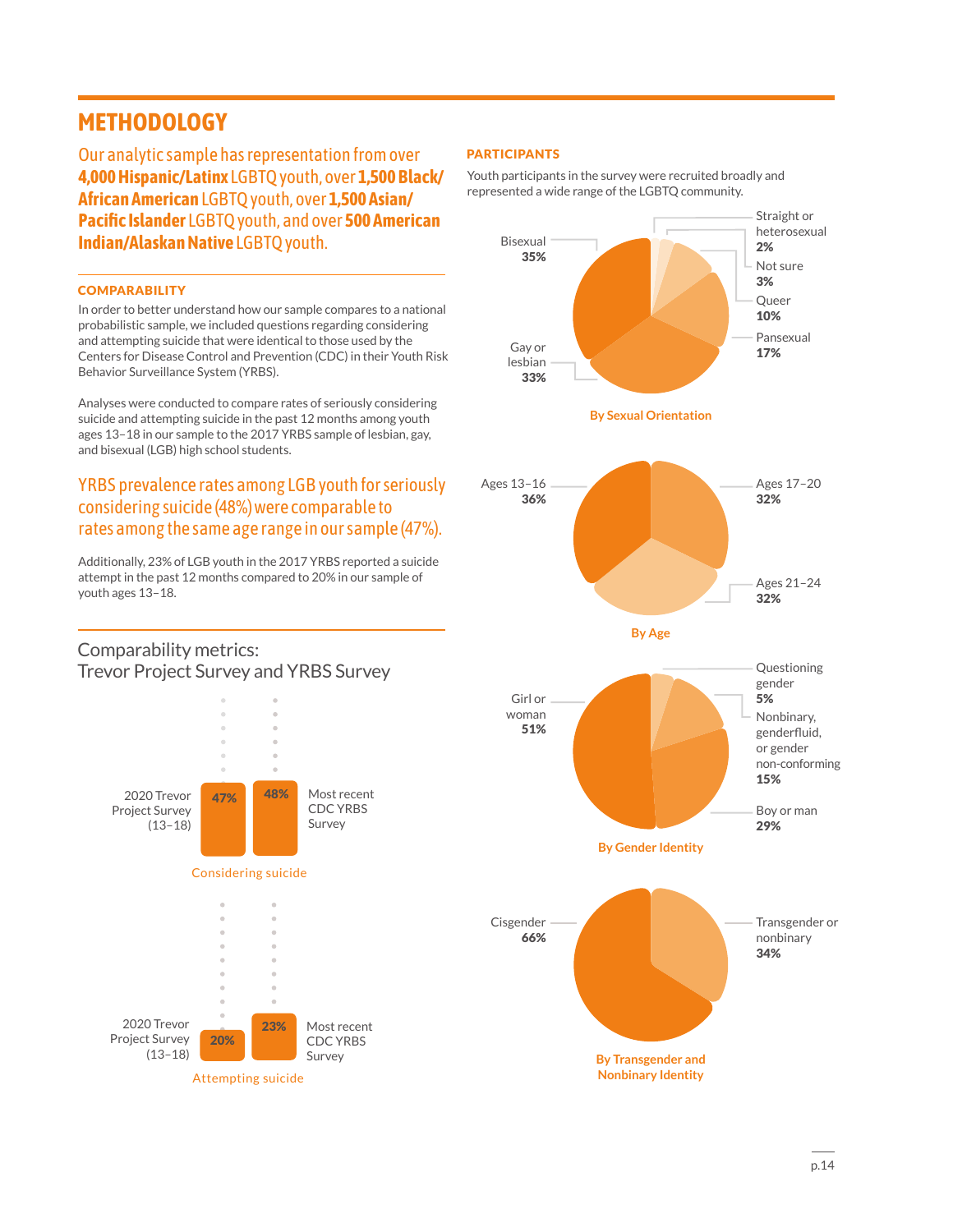# METHODOLOGY

Our analytic sample has representation from over **4,000 Hispanic/Latinx** LGBTQ youth, over **1,500 Black/African American** LGBTQ youth, over **1,500 Asian/Pacific Islander** LGBTQ youth, and over **500 American Indian/Alaskan Native** LGBTQ youth.

### COMPARABILITY

In order to better understand how our sample compares to a national probabilistic sample, we included questions regarding considering and attempting suicide that were identical to those used by the Centers for Disease Control and Prevention (CDC) in their Youth Risk Behavior Surveillance System (YRBS).

Analyses were conducted to compare rates of seriously considering suicide and attempting suicide in the past 12 months among youth ages 13–18 in our sample to the 2017 YRBS sample of lesbian, gay, and bisexual (LGB) high school students.

YRBS prevalence rates among LGB youth for seriously considering suicide (48%) were comparable to rates among the same age range in our sample (47%).

Additionally, 23% of LGB youth in the 2017 YRBS reported a suicide attempt in the past 12 months compared to 20% in our sample of youth ages 13–18.

## Comparability metrics: Trevor Project Survey and YRBS Survey

**Considering suicide**

| | |
|---|---|
| 2020 Trevor Project Survey (13–18) | 47% |
| Most recent CDC YRBS Survey | 48% |

**Attempting suicide**

| | |
|---|---|
| 2020 Trevor Project Survey (13–18) | 20% |
| Most recent CDC YRBS Survey | 23% |

### PARTICIPANTS

Youth participants in the survey were recruited broadly and represented a wide range of the LGBTQ community.

**By Sexual Orientation**

| | |
|---|---|
| Bisexual | 35% |
| Gay or lesbian | 33% |
| Pansexual | 17% |
| Queer | 10% |
| Not sure | 3% |
| Straight or heterosexual | 2% |

**By Age**

| | |
|---|---|
| Ages 13–16 | 36% |
| Ages 17–20 | 32% |
| Ages 21–24 | 32% |

**By Gender Identity**

| | |
|---|---|
| Girl or woman | 51% |
| Boy or man | 29% |
| Nonbinary, genderfluid, or gender non-conforming | 15% |
| Questioning gender | 5% |

**By Transgender and Nonbinary Identity**

| | |
|---|---|
| Cisgender | 66% |
| Transgender or nonbinary | 34% |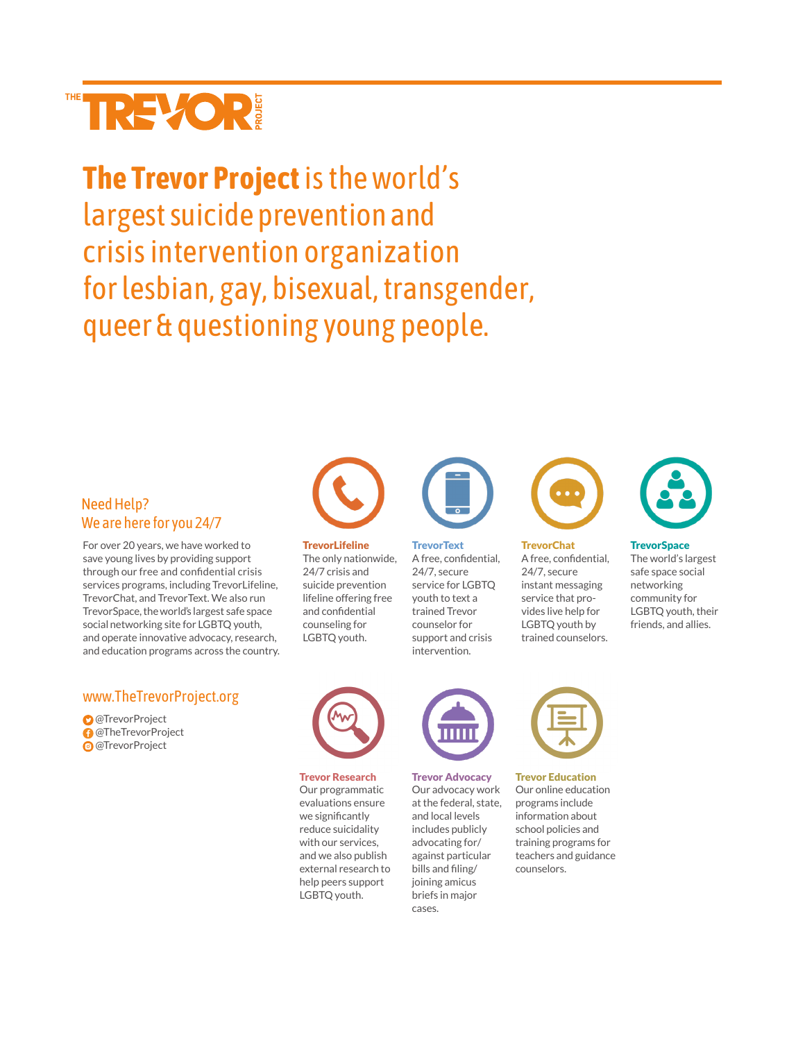THE TREVOR PROJECT

# **The Trevor Project** is the world's largest suicide prevention and crisis intervention organization for lesbian, gay, bisexual, transgender, queer & questioning young people.

## Need Help? We are here for you 24/7

For over 20 years, we have worked to save young lives by providing support through our free and confidential crisis services programs, including TrevorLifeline, TrevorChat, and TrevorText. We also run TrevorSpace, the world's largest safe space social networking site for LGBTQ youth, and operate innovative advocacy, research, and education programs across the country.

**TrevorLifeline**
The only nationwide, 24/7 crisis and suicide prevention lifeline offering free and confidential counseling for LGBTQ youth.

**TrevorText**
A free, confidential, 24/7, secure service for LGBTQ youth to text a trained Trevor counselor for support and crisis intervention.

**TrevorChat**
A free, confidential, 24/7, secure instant messaging service that provides live help for LGBTQ youth by trained counselors.

**TrevorSpace**
The world's largest safe space social networking community for LGBTQ youth, their friends, and allies.

## www.TheTrevorProject.org

@TrevorProject
@TheTrevorProject
@TrevorProject

**Trevor Research**
Our programmatic evaluations ensure we significantly reduce suicidality with our services, and we also publish external research to help peers support LGBTQ youth.

**Trevor Advocacy**
Our advocacy work at the federal, state, and local levels includes publicly advocating for/against particular bills and filing/joining amicus briefs in major cases.

**Trevor Education**
Our online education programs include information about school policies and training programs for teachers and guidance counselors.